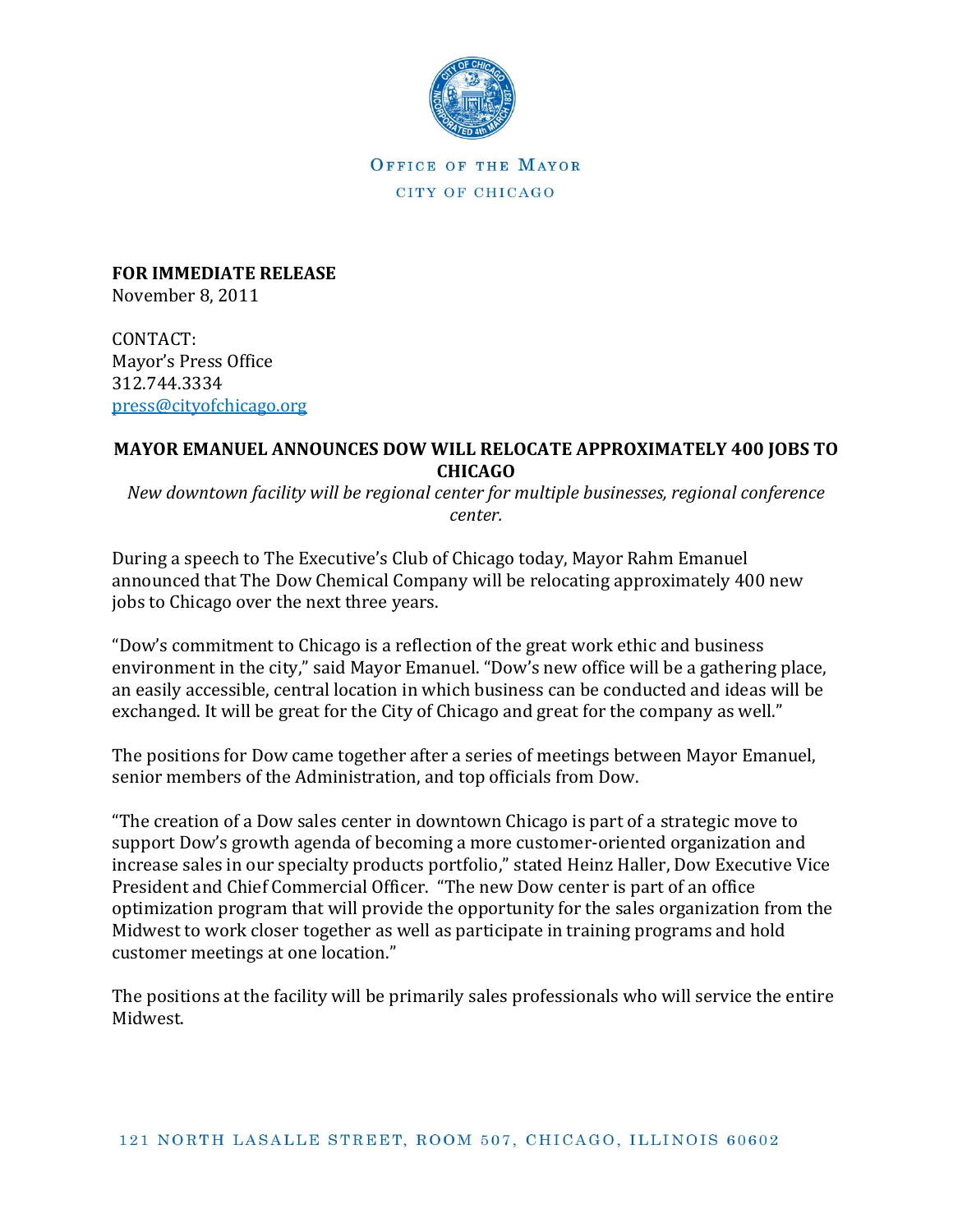OFFICE OF THE MAYOR

CITY OF CHICAGO

**FOR IMMEDIATE RELEASE**
November 8, 2011

CONTACT:
Mayor's Press Office
312.744.3334
press@cityofchicago.org

## MAYOR EMANUEL ANNOUNCES DOW WILL RELOCATE APPROXIMATELY 400 JOBS TO CHICAGO

*New downtown facility will be regional center for multiple businesses, regional conference center.*

During a speech to The Executive's Club of Chicago today, Mayor Rahm Emanuel announced that The Dow Chemical Company will be relocating approximately 400 new jobs to Chicago over the next three years.

"Dow's commitment to Chicago is a reflection of the great work ethic and business environment in the city," said Mayor Emanuel. "Dow's new office will be a gathering place, an easily accessible, central location in which business can be conducted and ideas will be exchanged. It will be great for the City of Chicago and great for the company as well."

The positions for Dow came together after a series of meetings between Mayor Emanuel, senior members of the Administration, and top officials from Dow.

"The creation of a Dow sales center in downtown Chicago is part of a strategic move to support Dow's growth agenda of becoming a more customer-oriented organization and increase sales in our specialty products portfolio," stated Heinz Haller, Dow Executive Vice President and Chief Commercial Officer. "The new Dow center is part of an office optimization program that will provide the opportunity for the sales organization from the Midwest to work closer together as well as participate in training programs and hold customer meetings at one location."

The positions at the facility will be primarily sales professionals who will service the entire Midwest.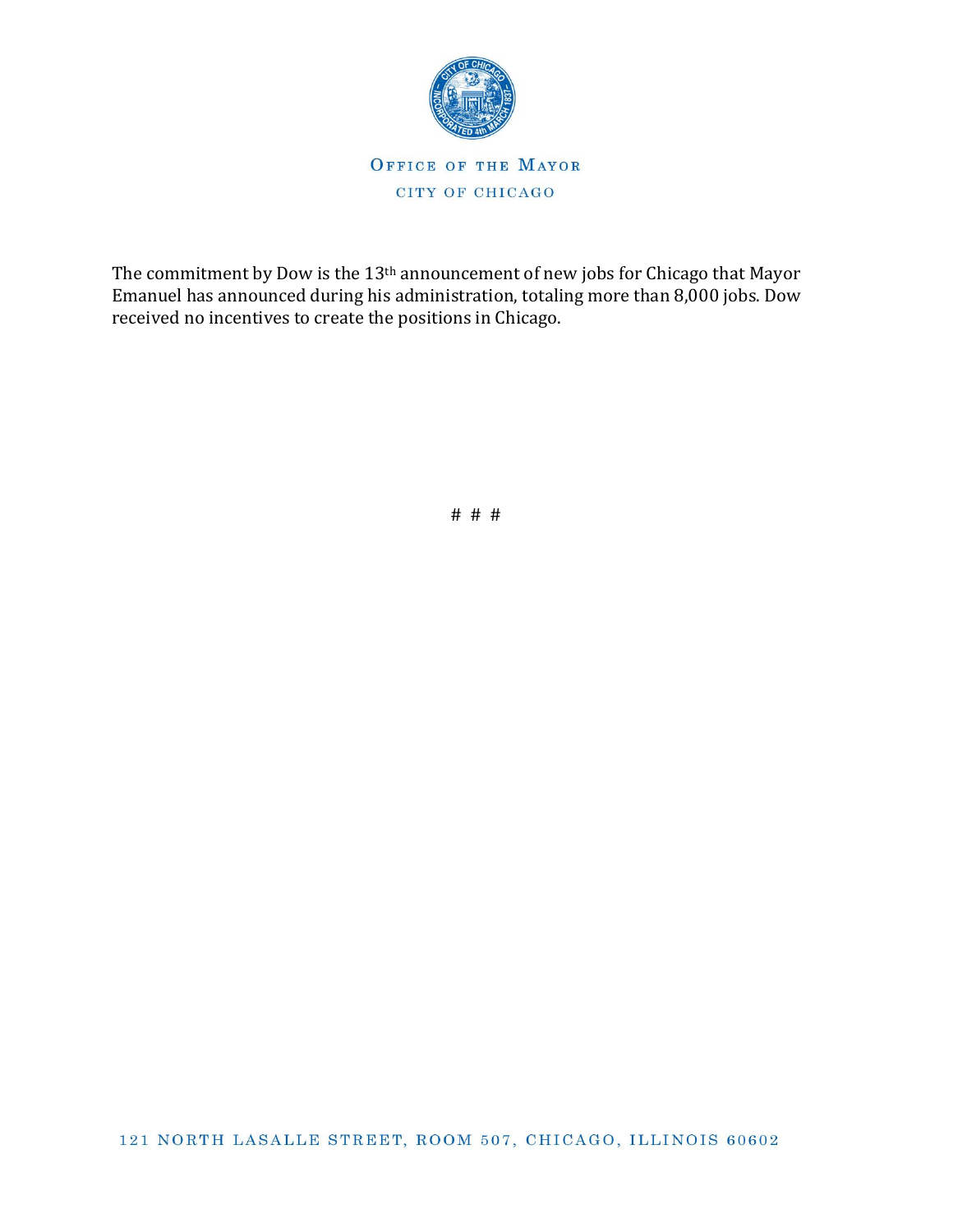The commitment by Dow is the 13th announcement of new jobs for Chicago that Mayor Emanuel has announced during his administration, totaling more than 8,000 jobs. Dow received no incentives to create the positions in Chicago.

# # #